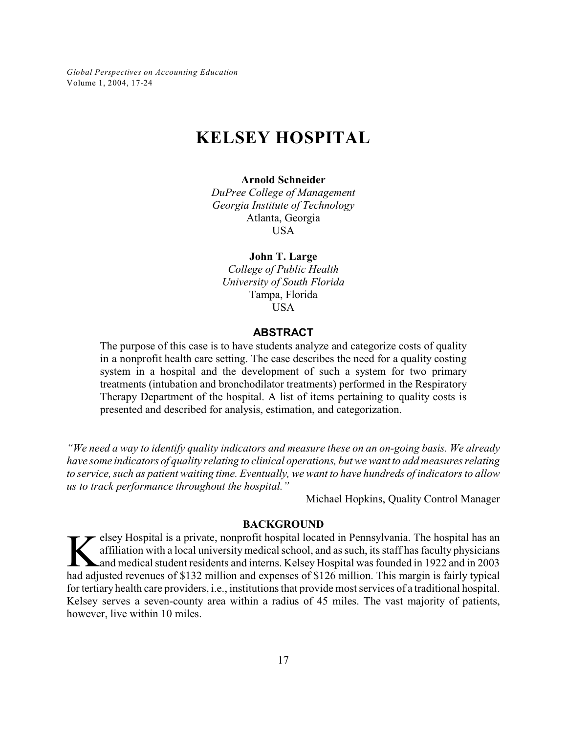# KELSEY HOSPITAL

**Arnold Schneider**
*DuPree College of Management*
*Georgia Institute of Technology*
Atlanta, Georgia
USA

**John T. Large**
*College of Public Health*
*University of South Florida*
Tampa, Florida
USA

## ABSTRACT

The purpose of this case is to have students analyze and categorize costs of quality in a nonprofit health care setting. The case describes the need for a quality costing system in a hospital and the development of such a system for two primary treatments (intubation and bronchodilator treatments) performed in the Respiratory Therapy Department of the hospital. A list of items pertaining to quality costs is presented and described for analysis, estimation, and categorization.

*"We need a way to identify quality indicators and measure these on an on-going basis. We already have some indicators of quality relating to clinical operations, but we want to add measures relating to service, such as patient waiting time. Eventually, we want to have hundreds of indicators to allow us to track performance throughout the hospital."*

Michael Hopkins, Quality Control Manager

## BACKGROUND

Kelsey Hospital is a private, nonprofit hospital located in Pennsylvania. The hospital has an affiliation with a local university medical school, and as such, its staff has faculty physicians and medical student residents and interns. Kelsey Hospital was founded in 1922 and in 2003 had adjusted revenues of $132 million and expenses of $126 million. This margin is fairly typical for tertiary health care providers, i.e., institutions that provide most services of a traditional hospital. Kelsey serves a seven-county area within a radius of 45 miles. The vast majority of patients, however, live within 10 miles.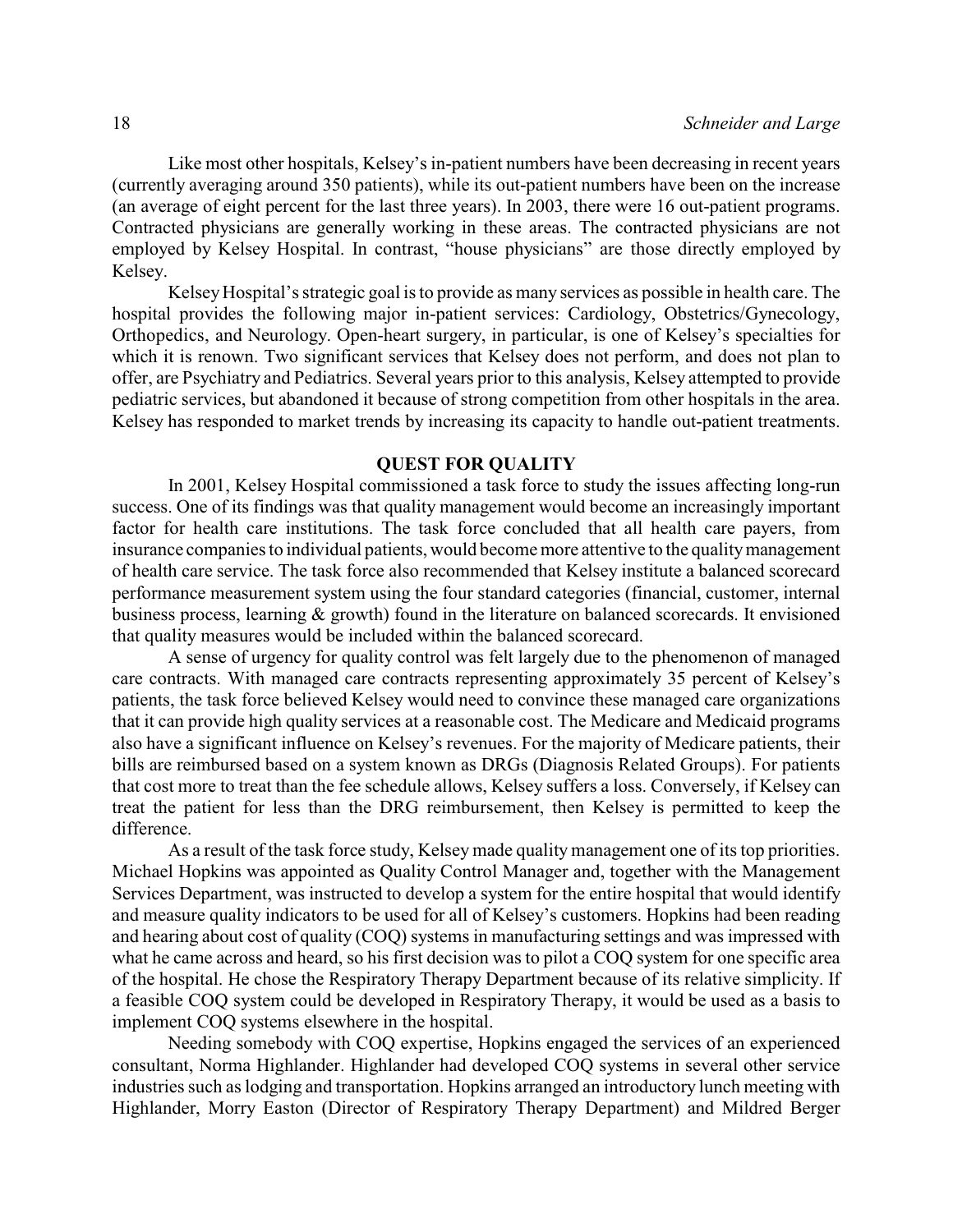Like most other hospitals, Kelsey's in-patient numbers have been decreasing in recent years (currently averaging around 350 patients), while its out-patient numbers have been on the increase (an average of eight percent for the last three years). In 2003, there were 16 out-patient programs. Contracted physicians are generally working in these areas. The contracted physicians are not employed by Kelsey Hospital. In contrast, "house physicians" are those directly employed by Kelsey.

Kelsey Hospital's strategic goal is to provide as many services as possible in health care. The hospital provides the following major in-patient services: Cardiology, Obstetrics/Gynecology, Orthopedics, and Neurology. Open-heart surgery, in particular, is one of Kelsey's specialties for which it is renown. Two significant services that Kelsey does not perform, and does not plan to offer, are Psychiatry and Pediatrics. Several years prior to this analysis, Kelsey attempted to provide pediatric services, but abandoned it because of strong competition from other hospitals in the area. Kelsey has responded to market trends by increasing its capacity to handle out-patient treatments.

## QUEST FOR QUALITY

In 2001, Kelsey Hospital commissioned a task force to study the issues affecting long-run success. One of its findings was that quality management would become an increasingly important factor for health care institutions. The task force concluded that all health care payers, from insurance companies to individual patients, would become more attentive to the quality management of health care service. The task force also recommended that Kelsey institute a balanced scorecard performance measurement system using the four standard categories (financial, customer, internal business process, learning & growth) found in the literature on balanced scorecards. It envisioned that quality measures would be included within the balanced scorecard.

A sense of urgency for quality control was felt largely due to the phenomenon of managed care contracts. With managed care contracts representing approximately 35 percent of Kelsey's patients, the task force believed Kelsey would need to convince these managed care organizations that it can provide high quality services at a reasonable cost. The Medicare and Medicaid programs also have a significant influence on Kelsey's revenues. For the majority of Medicare patients, their bills are reimbursed based on a system known as DRGs (Diagnosis Related Groups). For patients that cost more to treat than the fee schedule allows, Kelsey suffers a loss. Conversely, if Kelsey can treat the patient for less than the DRG reimbursement, then Kelsey is permitted to keep the difference.

As a result of the task force study, Kelsey made quality management one of its top priorities. Michael Hopkins was appointed as Quality Control Manager and, together with the Management Services Department, was instructed to develop a system for the entire hospital that would identify and measure quality indicators to be used for all of Kelsey's customers. Hopkins had been reading and hearing about cost of quality (COQ) systems in manufacturing settings and was impressed with what he came across and heard, so his first decision was to pilot a COQ system for one specific area of the hospital. He chose the Respiratory Therapy Department because of its relative simplicity. If a feasible COQ system could be developed in Respiratory Therapy, it would be used as a basis to implement COQ systems elsewhere in the hospital.

Needing somebody with COQ expertise, Hopkins engaged the services of an experienced consultant, Norma Highlander. Highlander had developed COQ systems in several other service industries such as lodging and transportation. Hopkins arranged an introductory lunch meeting with Highlander, Morry Easton (Director of Respiratory Therapy Department) and Mildred Berger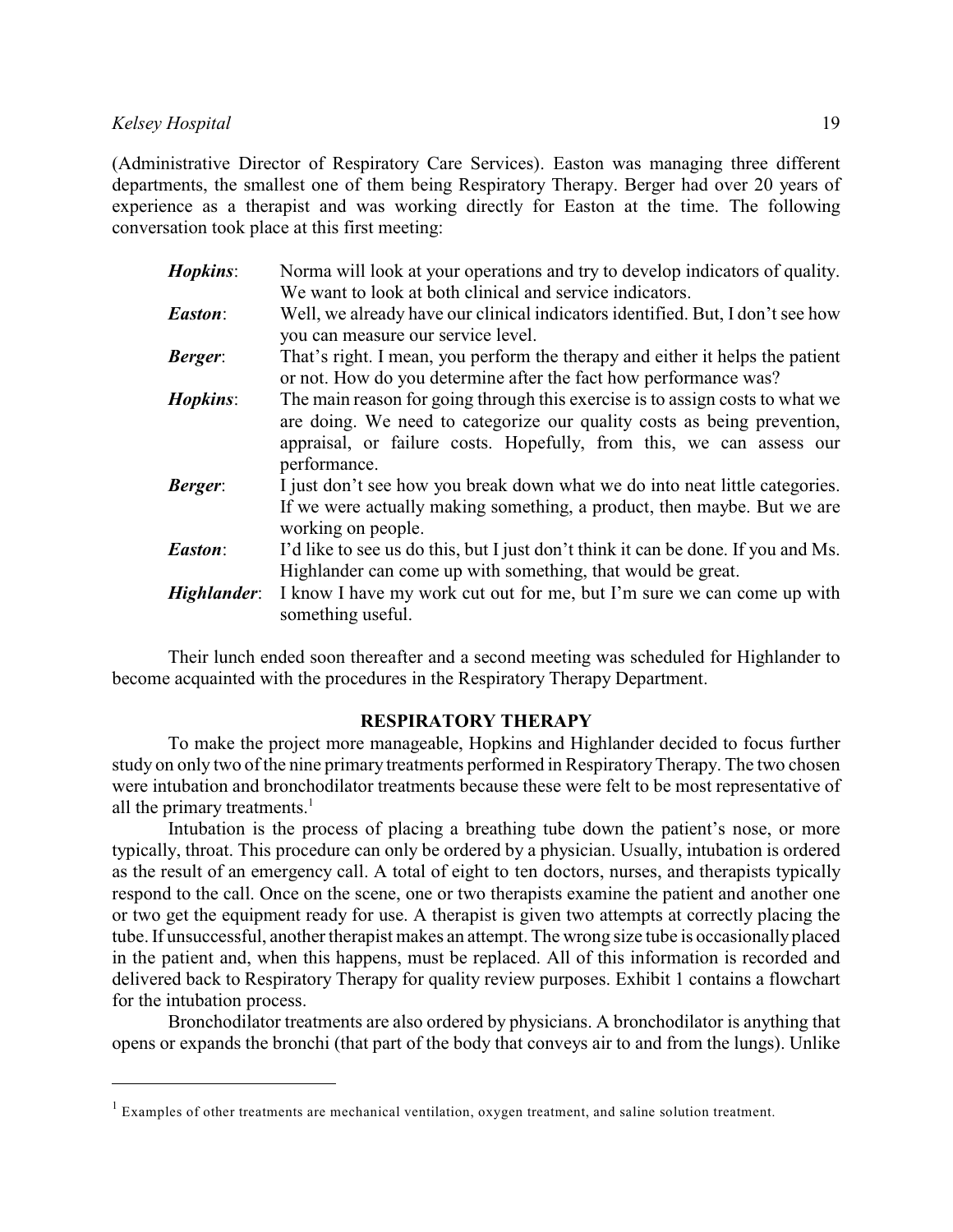(Administrative Director of Respiratory Care Services). Easton was managing three different departments, the smallest one of them being Respiratory Therapy. Berger had over 20 years of experience as a therapist and was working directly for Easton at the time. The following conversation took place at this first meeting:

***Hopkins***: Norma will look at your operations and try to develop indicators of quality. We want to look at both clinical and service indicators.

***Easton***: Well, we already have our clinical indicators identified. But, I don't see how you can measure our service level.

***Berger***: That's right. I mean, you perform the therapy and either it helps the patient or not. How do you determine after the fact how performance was?

***Hopkins***: The main reason for going through this exercise is to assign costs to what we are doing. We need to categorize our quality costs as being prevention, appraisal, or failure costs. Hopefully, from this, we can assess our performance.

***Berger***: I just don't see how you break down what we do into neat little categories. If we were actually making something, a product, then maybe. But we are working on people.

***Easton***: I'd like to see us do this, but I just don't think it can be done. If you and Ms. Highlander can come up with something, that would be great.

***Highlander***: I know I have my work cut out for me, but I'm sure we can come up with something useful.

Their lunch ended soon thereafter and a second meeting was scheduled for Highlander to become acquainted with the procedures in the Respiratory Therapy Department.

## RESPIRATORY THERAPY

To make the project more manageable, Hopkins and Highlander decided to focus further study on only two of the nine primary treatments performed in Respiratory Therapy. The two chosen were intubation and bronchodilator treatments because these were felt to be most representative of all the primary treatments.[1]

Intubation is the process of placing a breathing tube down the patient's nose, or more typically, throat. This procedure can only be ordered by a physician. Usually, intubation is ordered as the result of an emergency call. A total of eight to ten doctors, nurses, and therapists typically respond to the call. Once on the scene, one or two therapists examine the patient and another one or two get the equipment ready for use. A therapist is given two attempts at correctly placing the tube. If unsuccessful, another therapist makes an attempt. The wrong size tube is occasionally placed in the patient and, when this happens, must be replaced. All of this information is recorded and delivered back to Respiratory Therapy for quality review purposes. Exhibit 1 contains a flowchart for the intubation process.

Bronchodilator treatments are also ordered by physicians. A bronchodilator is anything that opens or expands the bronchi (that part of the body that conveys air to and from the lungs). Unlike

[1] Examples of other treatments are mechanical ventilation, oxygen treatment, and saline solution treatment.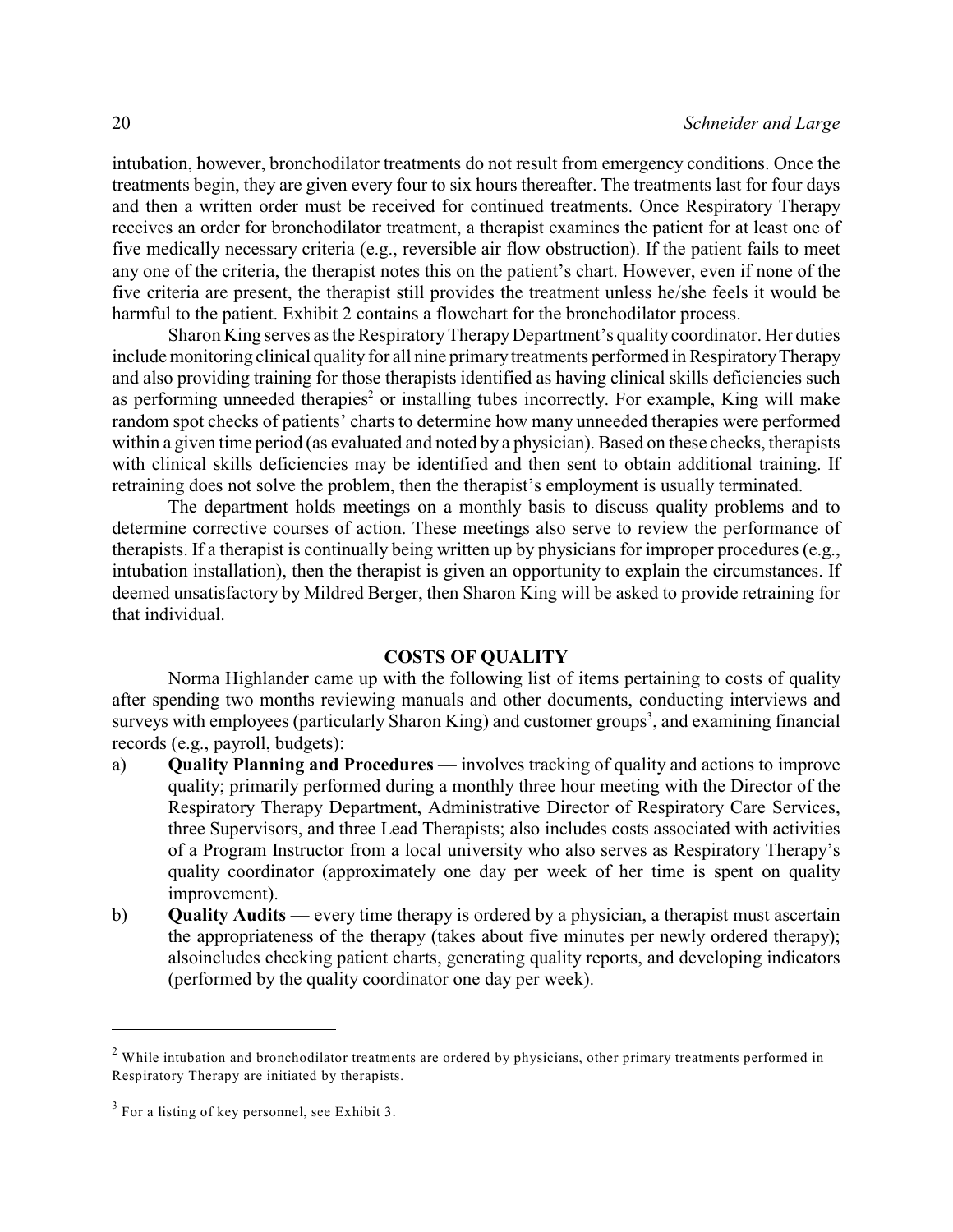intubation, however, bronchodilator treatments do not result from emergency conditions. Once the treatments begin, they are given every four to six hours thereafter. The treatments last for four days and then a written order must be received for continued treatments. Once Respiratory Therapy receives an order for bronchodilator treatment, a therapist examines the patient for at least one of five medically necessary criteria (e.g., reversible air flow obstruction). If the patient fails to meet any one of the criteria, the therapist notes this on the patient's chart. However, even if none of the five criteria are present, the therapist still provides the treatment unless he/she feels it would be harmful to the patient. Exhibit 2 contains a flowchart for the bronchodilator process.

Sharon King serves as the Respiratory Therapy Department's quality coordinator. Her duties include monitoring clinical quality for all nine primary treatments performed in Respiratory Therapy and also providing training for those therapists identified as having clinical skills deficiencies such as performing unneeded therapies[2] or installing tubes incorrectly. For example, King will make random spot checks of patients' charts to determine how many unneeded therapies were performed within a given time period (as evaluated and noted by a physician). Based on these checks, therapists with clinical skills deficiencies may be identified and then sent to obtain additional training. If retraining does not solve the problem, then the therapist's employment is usually terminated.

The department holds meetings on a monthly basis to discuss quality problems and to determine corrective courses of action. These meetings also serve to review the performance of therapists. If a therapist is continually being written up by physicians for improper procedures (e.g., intubation installation), then the therapist is given an opportunity to explain the circumstances. If deemed unsatisfactory by Mildred Berger, then Sharon King will be asked to provide retraining for that individual.

## COSTS OF QUALITY

Norma Highlander came up with the following list of items pertaining to costs of quality after spending two months reviewing manuals and other documents, conducting interviews and surveys with employees (particularly Sharon King) and customer groups[3], and examining financial records (e.g., payroll, budgets):

a) **Quality Planning and Procedures** — involves tracking of quality and actions to improve quality; primarily performed during a monthly three hour meeting with the Director of the Respiratory Therapy Department, Administrative Director of Respiratory Care Services, three Supervisors, and three Lead Therapists; also includes costs associated with activities of a Program Instructor from a local university who also serves as Respiratory Therapy's quality coordinator (approximately one day per week of her time is spent on quality improvement).

b) **Quality Audits** — every time therapy is ordered by a physician, a therapist must ascertain the appropriateness of the therapy (takes about five minutes per newly ordered therapy); alsoincludes checking patient charts, generating quality reports, and developing indicators (performed by the quality coordinator one day per week).

---

[2] While intubation and bronchodilator treatments are ordered by physicians, other primary treatments performed in Respiratory Therapy are initiated by therapists.

[3] For a listing of key personnel, see Exhibit 3.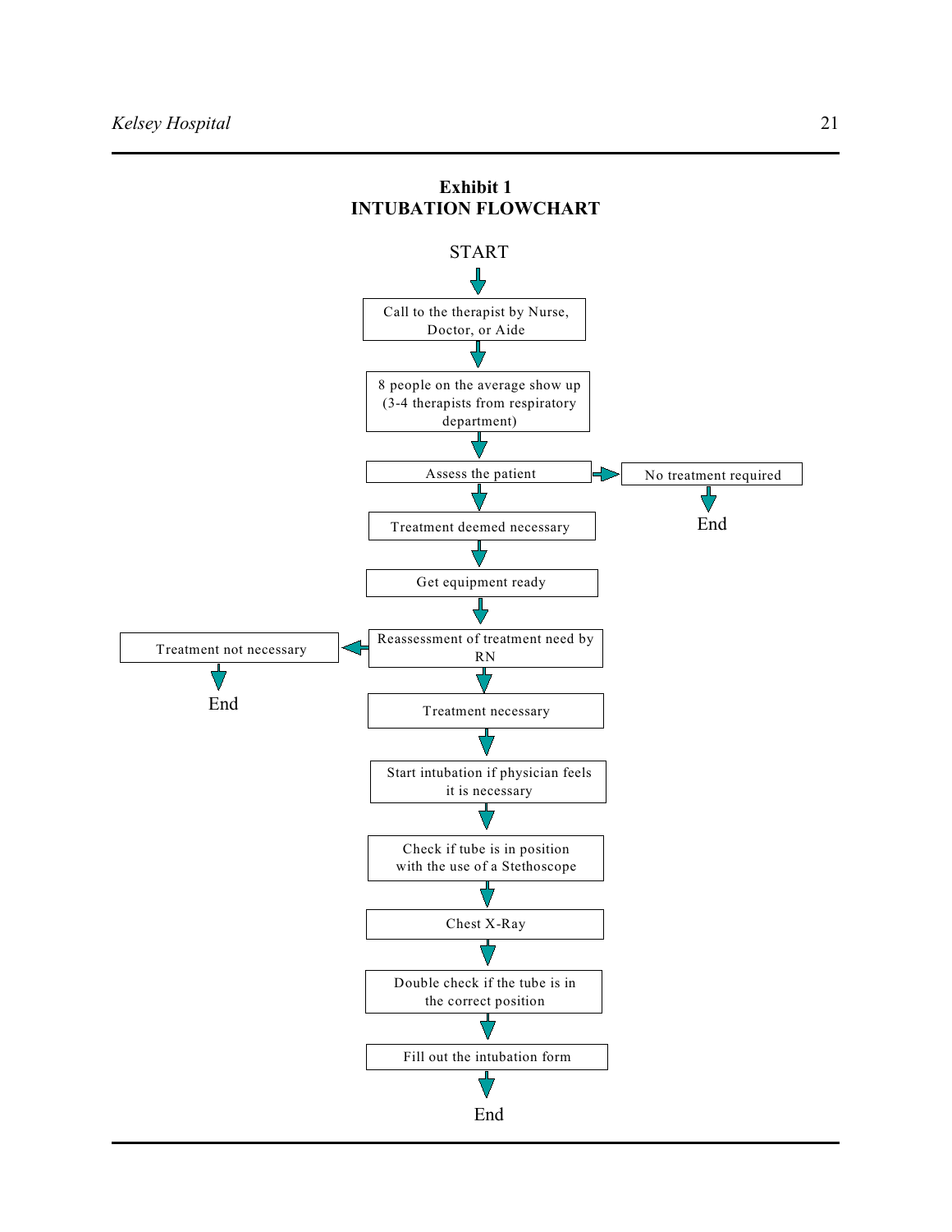**Exhibit 1**
**INTUBATION FLOWCHART**

START

Call to the therapist by Nurse, Doctor, or Aide

8 people on the average show up (3-4 therapists from respiratory department)

Assess the patient

No treatment required

End

Treatment deemed necessary

Get equipment ready

Reassessment of treatment need by RN

Treatment not necessary

End

Treatment necessary

Start intubation if physician feels it is necessary

Check if tube is in position with the use of a Stethoscope

Chest X-Ray

Double check if the tube is in the correct position

Fill out the intubation form

End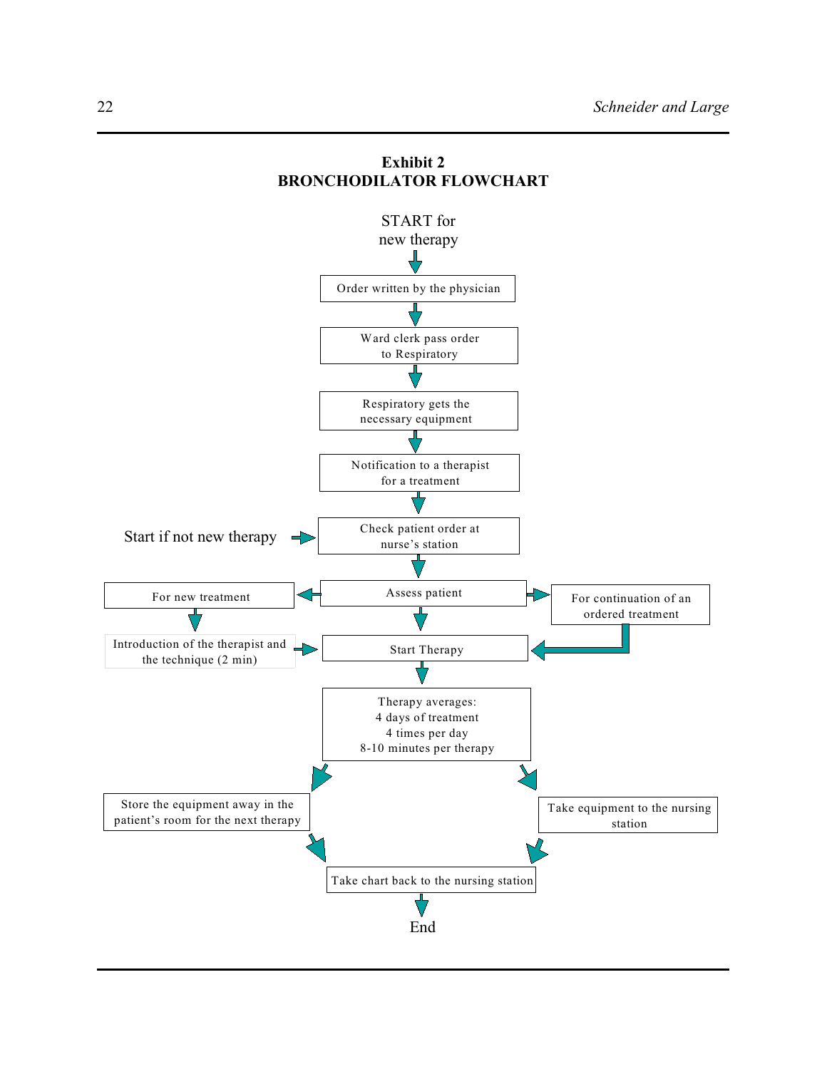# Exhibit 2
# BRONCHODILATOR FLOWCHART

START for new therapy

Order written by the physician

Ward clerk pass order to Respiratory

Respiratory gets the necessary equipment

Notification to a therapist for a treatment

Start if not new therapy

Check patient order at nurse's station

Assess patient

For new treatment

For continuation of an ordered treatment

Introduction of the therapist and the technique (2 min)

Start Therapy

Therapy averages:
4 days of treatment
4 times per day
8-10 minutes per therapy

Store the equipment away in the patient's room for the next therapy

Take equipment to the nursing station

Take chart back to the nursing station

End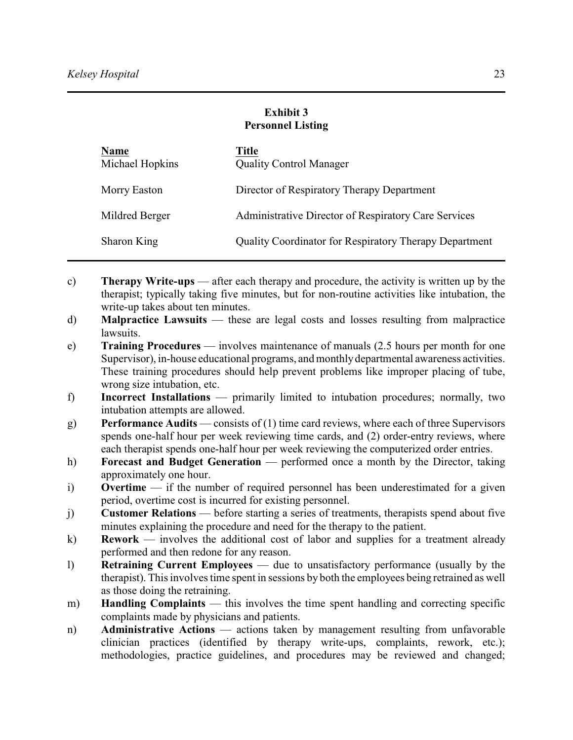**Exhibit 3**
**Personnel Listing**

| Name | Title |
| --- | --- |
| Michael Hopkins | Quality Control Manager |
| Morry Easton | Director of Respiratory Therapy Department |
| Mildred Berger | Administrative Director of Respiratory Care Services |
| Sharon King | Quality Coordinator for Respiratory Therapy Department |

c) **Therapy Write-ups** — after each therapy and procedure, the activity is written up by the therapist; typically taking five minutes, but for non-routine activities like intubation, the write-up takes about ten minutes.

d) **Malpractice Lawsuits** — these are legal costs and losses resulting from malpractice lawsuits.

e) **Training Procedures** — involves maintenance of manuals (2.5 hours per month for one Supervisor), in-house educational programs, and monthly departmental awareness activities. These training procedures should help prevent problems like improper placing of tube, wrong size intubation, etc.

f) **Incorrect Installations** — primarily limited to intubation procedures; normally, two intubation attempts are allowed.

g) **Performance Audits** — consists of (1) time card reviews, where each of three Supervisors spends one-half hour per week reviewing time cards, and (2) order-entry reviews, where each therapist spends one-half hour per week reviewing the computerized order entries.

h) **Forecast and Budget Generation** — performed once a month by the Director, taking approximately one hour.

i) **Overtime** — if the number of required personnel has been underestimated for a given period, overtime cost is incurred for existing personnel.

j) **Customer Relations** — before starting a series of treatments, therapists spend about five minutes explaining the procedure and need for the therapy to the patient.

k) **Rework** — involves the additional cost of labor and supplies for a treatment already performed and then redone for any reason.

l) **Retraining Current Employees** — due to unsatisfactory performance (usually by the therapist). This involves time spent in sessions by both the employees being retrained as well as those doing the retraining.

m) **Handling Complaints** — this involves the time spent handling and correcting specific complaints made by physicians and patients.

n) **Administrative Actions** — actions taken by management resulting from unfavorable clinician practices (identified by therapy write-ups, complaints, rework, etc.); methodologies, practice guidelines, and procedures may be reviewed and changed;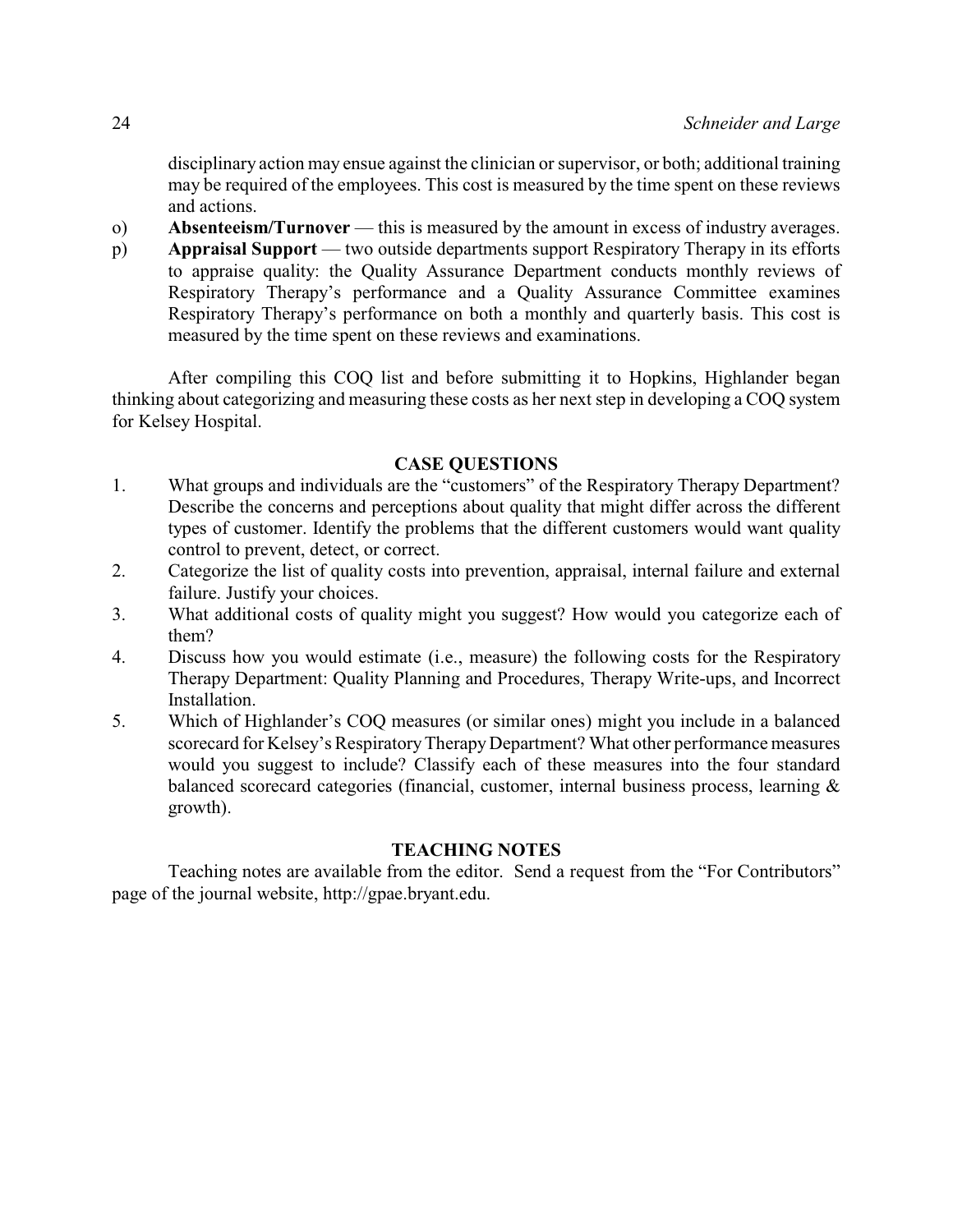disciplinary action may ensue against the clinician or supervisor, or both; additional training may be required of the employees. This cost is measured by the time spent on these reviews and actions.

o) **Absenteeism/Turnover** — this is measured by the amount in excess of industry averages.

p) **Appraisal Support** — two outside departments support Respiratory Therapy in its efforts to appraise quality: the Quality Assurance Department conducts monthly reviews of Respiratory Therapy's performance and a Quality Assurance Committee examines Respiratory Therapy's performance on both a monthly and quarterly basis. This cost is measured by the time spent on these reviews and examinations.

After compiling this COQ list and before submitting it to Hopkins, Highlander began thinking about categorizing and measuring these costs as her next step in developing a COQ system for Kelsey Hospital.

## CASE QUESTIONS

1. What groups and individuals are the "customers" of the Respiratory Therapy Department? Describe the concerns and perceptions about quality that might differ across the different types of customer. Identify the problems that the different customers would want quality control to prevent, detect, or correct.
2. Categorize the list of quality costs into prevention, appraisal, internal failure and external failure. Justify your choices.
3. What additional costs of quality might you suggest? How would you categorize each of them?
4. Discuss how you would estimate (i.e., measure) the following costs for the Respiratory Therapy Department: Quality Planning and Procedures, Therapy Write-ups, and Incorrect Installation.
5. Which of Highlander's COQ measures (or similar ones) might you include in a balanced scorecard for Kelsey's Respiratory Therapy Department? What other performance measures would you suggest to include? Classify each of these measures into the four standard balanced scorecard categories (financial, customer, internal business process, learning & growth).

## TEACHING NOTES

Teaching notes are available from the editor. Send a request from the "For Contributors" page of the journal website, http://gpae.bryant.edu.